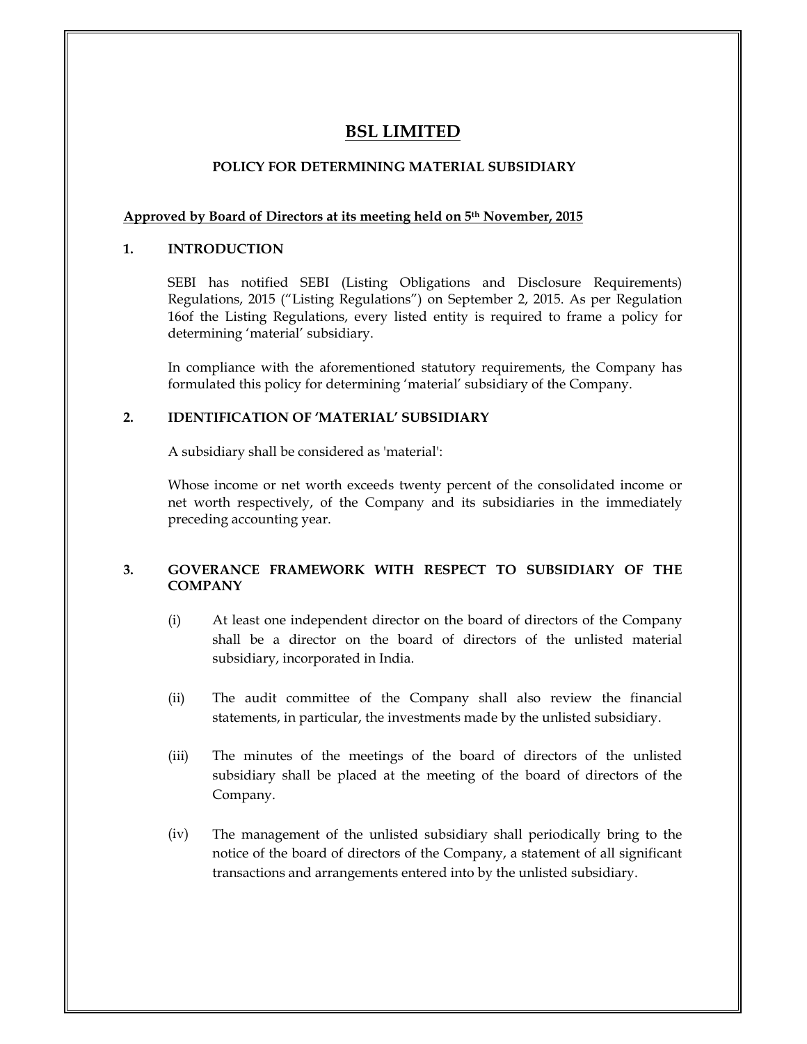# BSL LIMITED

## POLICY FOR DETERMINING MATERIAL SUBSIDIARY

**Approved by Board of Directors at its meeting held on 5th November, 2015**

### 1. INTRODUCTION

SEBI has notified SEBI (Listing Obligations and Disclosure Requirements) Regulations, 2015 ("Listing Regulations") on September 2, 2015. As per Regulation 16of the Listing Regulations, every listed entity is required to frame a policy for determining 'material' subsidiary.

In compliance with the aforementioned statutory requirements, the Company has formulated this policy for determining 'material' subsidiary of the Company.

### 2. IDENTIFICATION OF 'MATERIAL' SUBSIDIARY

A subsidiary shall be considered as 'material':

Whose income or net worth exceeds twenty percent of the consolidated income or net worth respectively, of the Company and its subsidiaries in the immediately preceding accounting year.

### 3. GOVERANCE FRAMEWORK WITH RESPECT TO SUBSIDIARY OF THE COMPANY

(i) At least one independent director on the board of directors of the Company shall be a director on the board of directors of the unlisted material subsidiary, incorporated in India.

(ii) The audit committee of the Company shall also review the financial statements, in particular, the investments made by the unlisted subsidiary.

(iii) The minutes of the meetings of the board of directors of the unlisted subsidiary shall be placed at the meeting of the board of directors of the Company.

(iv) The management of the unlisted subsidiary shall periodically bring to the notice of the board of directors of the Company, a statement of all significant transactions and arrangements entered into by the unlisted subsidiary.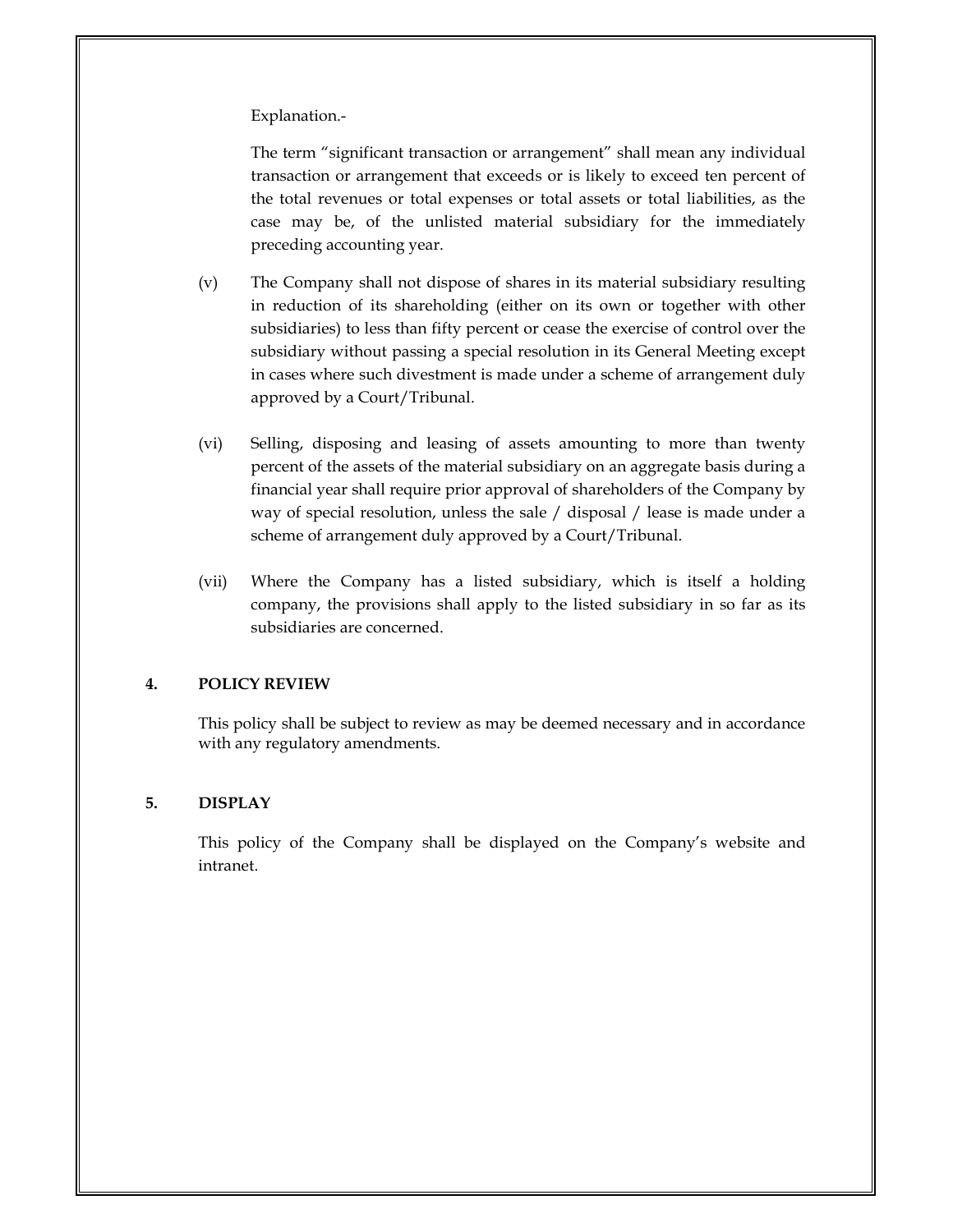Explanation.-

The term "significant transaction or arrangement" shall mean any individual transaction or arrangement that exceeds or is likely to exceed ten percent of the total revenues or total expenses or total assets or total liabilities, as the case may be, of the unlisted material subsidiary for the immediately preceding accounting year.

(v) The Company shall not dispose of shares in its material subsidiary resulting in reduction of its shareholding (either on its own or together with other subsidiaries) to less than fifty percent or cease the exercise of control over the subsidiary without passing a special resolution in its General Meeting except in cases where such divestment is made under a scheme of arrangement duly approved by a Court/Tribunal.

(vi) Selling, disposing and leasing of assets amounting to more than twenty percent of the assets of the material subsidiary on an aggregate basis during a financial year shall require prior approval of shareholders of the Company by way of special resolution, unless the sale / disposal / lease is made under a scheme of arrangement duly approved by a Court/Tribunal.

(vii) Where the Company has a listed subsidiary, which is itself a holding company, the provisions shall apply to the listed subsidiary in so far as its subsidiaries are concerned.

## 4. POLICY REVIEW

This policy shall be subject to review as may be deemed necessary and in accordance with any regulatory amendments.

## 5. DISPLAY

This policy of the Company shall be displayed on the Company's website and intranet.